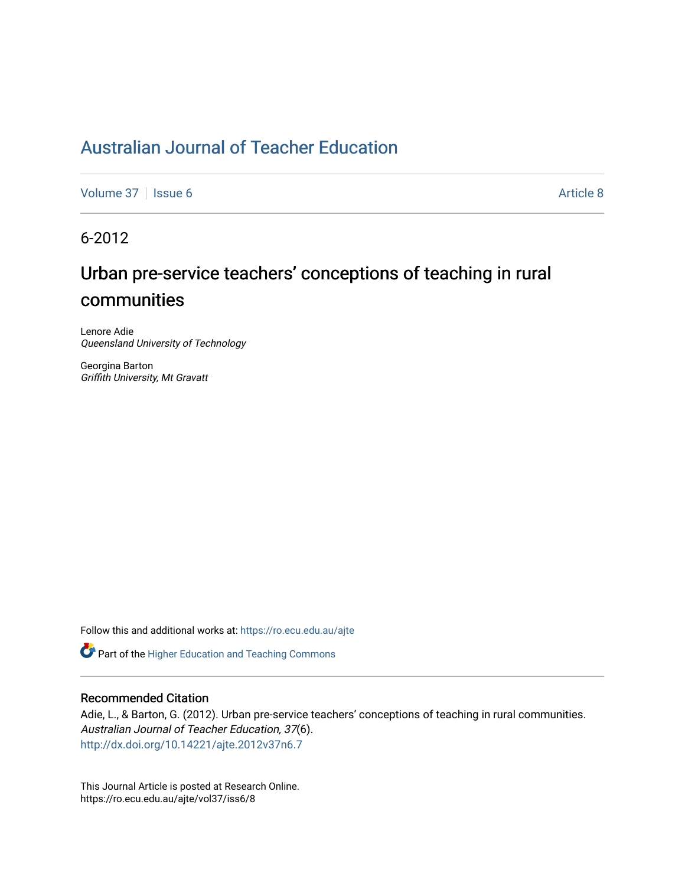# Australian Journal of Teacher Education

Volume 37 | Issue 6 | Article 8

6-2012

## Urban pre-service teachers' conceptions of teaching in rural communities

Lenore Adie
*Queensland University of Technology*

Georgina Barton
*Griffith University, Mt Gravatt*

Follow this and additional works at: https://ro.ecu.edu.au/ajte

Part of the Higher Education and Teaching Commons

### Recommended Citation

Adie, L., & Barton, G. (2012). Urban pre-service teachers' conceptions of teaching in rural communities. *Australian Journal of Teacher Education, 37*(6).
http://dx.doi.org/10.14221/ajte.2012v37n6.7

This Journal Article is posted at Research Online.
https://ro.ecu.edu.au/ajte/vol37/iss6/8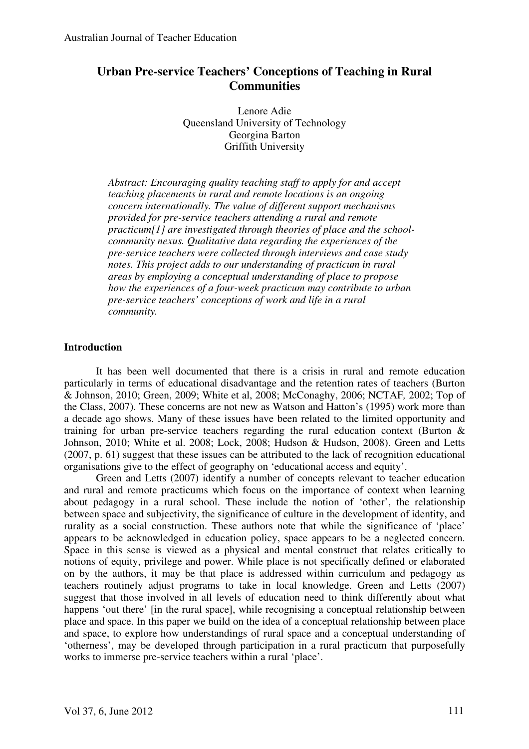# Urban Pre-service Teachers' Conceptions of Teaching in Rural Communities

Lenore Adie
Queensland University of Technology
Georgina Barton
Griffith University

*Abstract: Encouraging quality teaching staff to apply for and accept teaching placements in rural and remote locations is an ongoing concern internationally. The value of different support mechanisms provided for pre-service teachers attending a rural and remote practicum[1] are investigated through theories of place and the school-community nexus. Qualitative data regarding the experiences of the pre-service teachers were collected through interviews and case study notes. This project adds to our understanding of practicum in rural areas by employing a conceptual understanding of place to propose how the experiences of a four-week practicum may contribute to urban pre-service teachers' conceptions of work and life in a rural community.*

## Introduction

It has been well documented that there is a crisis in rural and remote education particularly in terms of educational disadvantage and the retention rates of teachers (Burton & Johnson, 2010; Green, 2009; White et al, 2008; McConaghy, 2006; NCTAF, 2002; Top of the Class, 2007). These concerns are not new as Watson and Hatton's (1995) work more than a decade ago shows. Many of these issues have been related to the limited opportunity and training for urban pre-service teachers regarding the rural education context (Burton & Johnson, 2010; White et al. 2008; Lock, 2008; Hudson & Hudson, 2008). Green and Letts (2007, p. 61) suggest that these issues can be attributed to the lack of recognition educational organisations give to the effect of geography on 'educational access and equity'.

Green and Letts (2007) identify a number of concepts relevant to teacher education and rural and remote practicums which focus on the importance of context when learning about pedagogy in a rural school. These include the notion of 'other', the relationship between space and subjectivity, the significance of culture in the development of identity, and rurality as a social construction. These authors note that while the significance of 'place' appears to be acknowledged in education policy, space appears to be a neglected concern. Space in this sense is viewed as a physical and mental construct that relates critically to notions of equity, privilege and power. While place is not specifically defined or elaborated on by the authors, it may be that place is addressed within curriculum and pedagogy as teachers routinely adjust programs to take in local knowledge. Green and Letts (2007) suggest that those involved in all levels of education need to think differently about what happens 'out there' [in the rural space], while recognising a conceptual relationship between place and space. In this paper we build on the idea of a conceptual relationship between place and space, to explore how understandings of rural space and a conceptual understanding of 'otherness', may be developed through participation in a rural practicum that purposefully works to immerse pre-service teachers within a rural 'place'.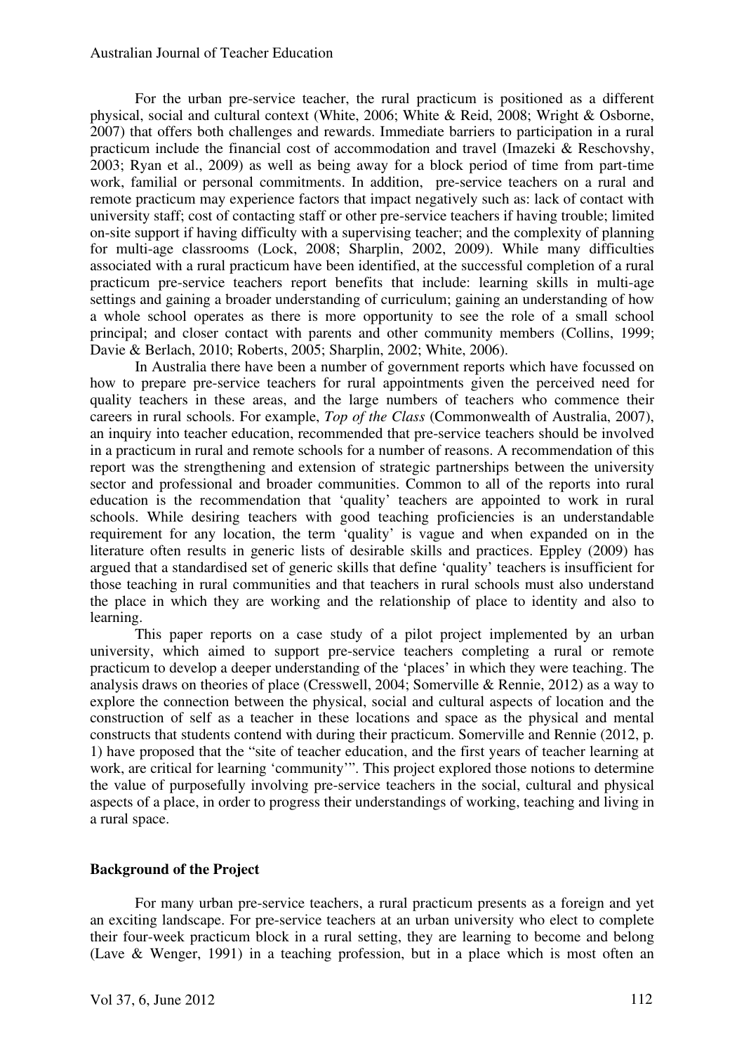For the urban pre-service teacher, the rural practicum is positioned as a different physical, social and cultural context (White, 2006; White & Reid, 2008; Wright & Osborne, 2007) that offers both challenges and rewards. Immediate barriers to participation in a rural practicum include the financial cost of accommodation and travel (Imazeki & Reschovshy, 2003; Ryan et al., 2009) as well as being away for a block period of time from part-time work, familial or personal commitments. In addition, pre-service teachers on a rural and remote practicum may experience factors that impact negatively such as: lack of contact with university staff; cost of contacting staff or other pre-service teachers if having trouble; limited on-site support if having difficulty with a supervising teacher; and the complexity of planning for multi-age classrooms (Lock, 2008; Sharplin, 2002, 2009). While many difficulties associated with a rural practicum have been identified, at the successful completion of a rural practicum pre-service teachers report benefits that include: learning skills in multi-age settings and gaining a broader understanding of curriculum; gaining an understanding of how a whole school operates as there is more opportunity to see the role of a small school principal; and closer contact with parents and other community members (Collins, 1999; Davie & Berlach, 2010; Roberts, 2005; Sharplin, 2002; White, 2006).

In Australia there have been a number of government reports which have focussed on how to prepare pre-service teachers for rural appointments given the perceived need for quality teachers in these areas, and the large numbers of teachers who commence their careers in rural schools. For example, *Top of the Class* (Commonwealth of Australia, 2007), an inquiry into teacher education, recommended that pre-service teachers should be involved in a practicum in rural and remote schools for a number of reasons. A recommendation of this report was the strengthening and extension of strategic partnerships between the university sector and professional and broader communities. Common to all of the reports into rural education is the recommendation that 'quality' teachers are appointed to work in rural schools. While desiring teachers with good teaching proficiencies is an understandable requirement for any location, the term 'quality' is vague and when expanded on in the literature often results in generic lists of desirable skills and practices. Eppley (2009) has argued that a standardised set of generic skills that define 'quality' teachers is insufficient for those teaching in rural communities and that teachers in rural schools must also understand the place in which they are working and the relationship of place to identity and also to learning.

This paper reports on a case study of a pilot project implemented by an urban university, which aimed to support pre-service teachers completing a rural or remote practicum to develop a deeper understanding of the 'places' in which they were teaching. The analysis draws on theories of place (Cresswell, 2004; Somerville & Rennie, 2012) as a way to explore the connection between the physical, social and cultural aspects of location and the construction of self as a teacher in these locations and space as the physical and mental constructs that students contend with during their practicum. Somerville and Rennie (2012, p. 1) have proposed that the "site of teacher education, and the first years of teacher learning at work, are critical for learning 'community'". This project explored those notions to determine the value of purposefully involving pre-service teachers in the social, cultural and physical aspects of a place, in order to progress their understandings of working, teaching and living in a rural space.

## Background of the Project

For many urban pre-service teachers, a rural practicum presents as a foreign and yet an exciting landscape. For pre-service teachers at an urban university who elect to complete their four-week practicum block in a rural setting, they are learning to become and belong (Lave & Wenger, 1991) in a teaching profession, but in a place which is most often an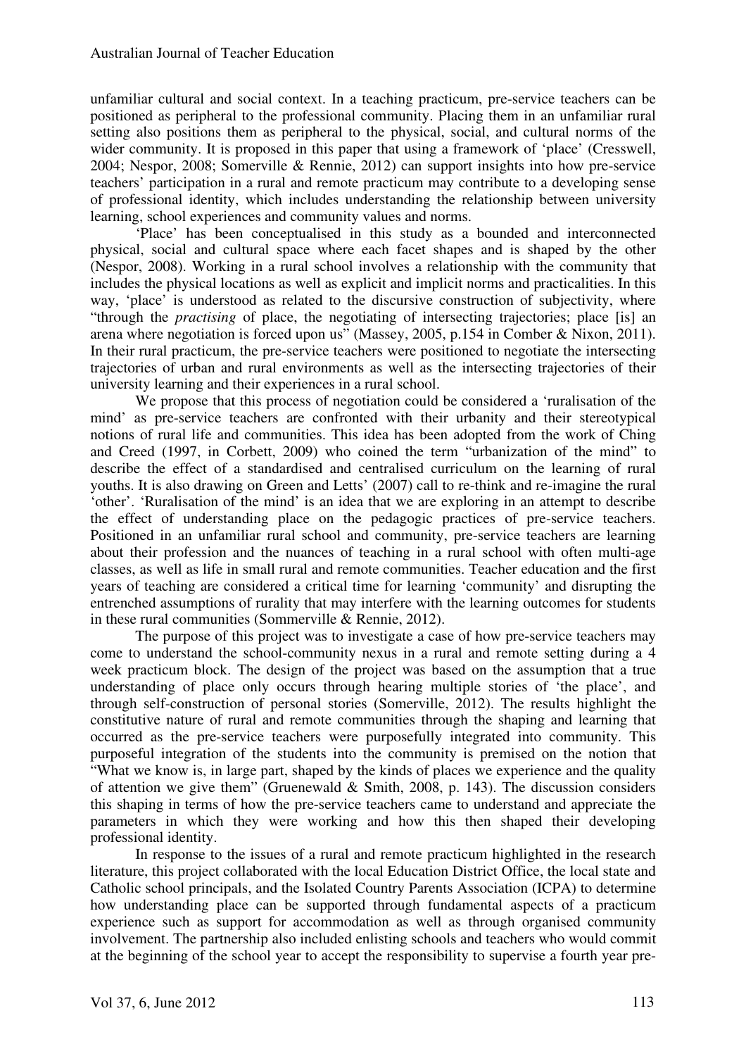unfamiliar cultural and social context. In a teaching practicum, pre-service teachers can be positioned as peripheral to the professional community. Placing them in an unfamiliar rural setting also positions them as peripheral to the physical, social, and cultural norms of the wider community. It is proposed in this paper that using a framework of 'place' (Cresswell, 2004; Nespor, 2008; Somerville & Rennie, 2012) can support insights into how pre-service teachers' participation in a rural and remote practicum may contribute to a developing sense of professional identity, which includes understanding the relationship between university learning, school experiences and community values and norms.

'Place' has been conceptualised in this study as a bounded and interconnected physical, social and cultural space where each facet shapes and is shaped by the other (Nespor, 2008). Working in a rural school involves a relationship with the community that includes the physical locations as well as explicit and implicit norms and practicalities. In this way, 'place' is understood as related to the discursive construction of subjectivity, where "through the *practising* of place, the negotiating of intersecting trajectories; place [is] an arena where negotiation is forced upon us" (Massey, 2005, p.154 in Comber & Nixon, 2011). In their rural practicum, the pre-service teachers were positioned to negotiate the intersecting trajectories of urban and rural environments as well as the intersecting trajectories of their university learning and their experiences in a rural school.

We propose that this process of negotiation could be considered a 'ruralisation of the mind' as pre-service teachers are confronted with their urbanity and their stereotypical notions of rural life and communities. This idea has been adopted from the work of Ching and Creed (1997, in Corbett, 2009) who coined the term "urbanization of the mind" to describe the effect of a standardised and centralised curriculum on the learning of rural youths. It is also drawing on Green and Letts' (2007) call to re-think and re-imagine the rural 'other'. 'Ruralisation of the mind' is an idea that we are exploring in an attempt to describe the effect of understanding place on the pedagogic practices of pre-service teachers. Positioned in an unfamiliar rural school and community, pre-service teachers are learning about their profession and the nuances of teaching in a rural school with often multi-age classes, as well as life in small rural and remote communities. Teacher education and the first years of teaching are considered a critical time for learning 'community' and disrupting the entrenched assumptions of rurality that may interfere with the learning outcomes for students in these rural communities (Sommerville & Rennie, 2012).

The purpose of this project was to investigate a case of how pre-service teachers may come to understand the school-community nexus in a rural and remote setting during a 4 week practicum block. The design of the project was based on the assumption that a true understanding of place only occurs through hearing multiple stories of 'the place', and through self-construction of personal stories (Somerville, 2012). The results highlight the constitutive nature of rural and remote communities through the shaping and learning that occurred as the pre-service teachers were purposefully integrated into community. This purposeful integration of the students into the community is premised on the notion that "What we know is, in large part, shaped by the kinds of places we experience and the quality of attention we give them" (Gruenewald & Smith, 2008, p. 143). The discussion considers this shaping in terms of how the pre-service teachers came to understand and appreciate the parameters in which they were working and how this then shaped their developing professional identity.

In response to the issues of a rural and remote practicum highlighted in the research literature, this project collaborated with the local Education District Office, the local state and Catholic school principals, and the Isolated Country Parents Association (ICPA) to determine how understanding place can be supported through fundamental aspects of a practicum experience such as support for accommodation as well as through organised community involvement. The partnership also included enlisting schools and teachers who would commit at the beginning of the school year to accept the responsibility to supervise a fourth year pre-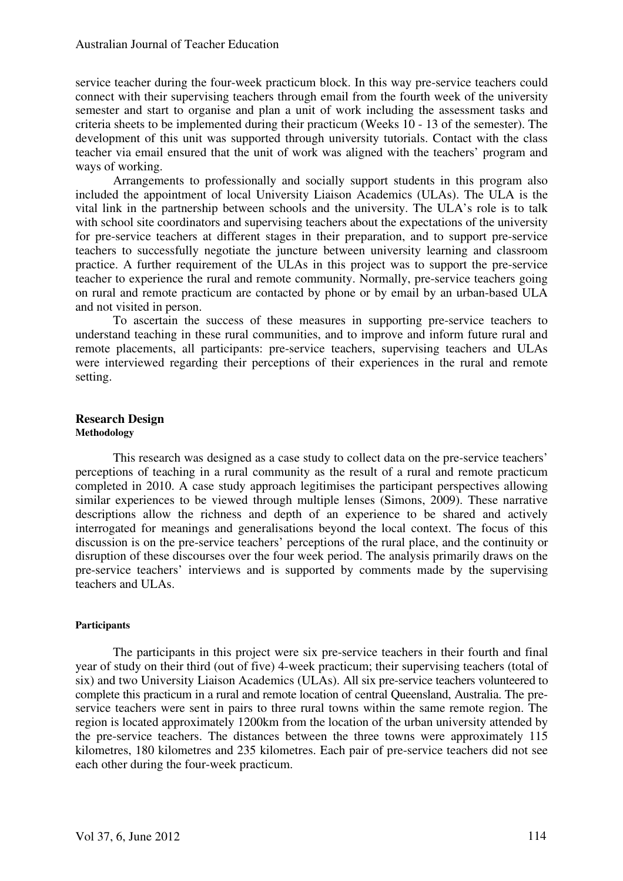service teacher during the four-week practicum block. In this way pre-service teachers could connect with their supervising teachers through email from the fourth week of the university semester and start to organise and plan a unit of work including the assessment tasks and criteria sheets to be implemented during their practicum (Weeks 10 - 13 of the semester). The development of this unit was supported through university tutorials. Contact with the class teacher via email ensured that the unit of work was aligned with the teachers' program and ways of working.

Arrangements to professionally and socially support students in this program also included the appointment of local University Liaison Academics (ULAs). The ULA is the vital link in the partnership between schools and the university. The ULA's role is to talk with school site coordinators and supervising teachers about the expectations of the university for pre-service teachers at different stages in their preparation, and to support pre-service teachers to successfully negotiate the juncture between university learning and classroom practice. A further requirement of the ULAs in this project was to support the pre-service teacher to experience the rural and remote community. Normally, pre-service teachers going on rural and remote practicum are contacted by phone or by email by an urban-based ULA and not visited in person.

To ascertain the success of these measures in supporting pre-service teachers to understand teaching in these rural communities, and to improve and inform future rural and remote placements, all participants: pre-service teachers, supervising teachers and ULAs were interviewed regarding their perceptions of their experiences in the rural and remote setting.

## Research Design

### Methodology

This research was designed as a case study to collect data on the pre-service teachers' perceptions of teaching in a rural community as the result of a rural and remote practicum completed in 2010. A case study approach legitimises the participant perspectives allowing similar experiences to be viewed through multiple lenses (Simons, 2009). These narrative descriptions allow the richness and depth of an experience to be shared and actively interrogated for meanings and generalisations beyond the local context. The focus of this discussion is on the pre-service teachers' perceptions of the rural place, and the continuity or disruption of these discourses over the four week period. The analysis primarily draws on the pre-service teachers' interviews and is supported by comments made by the supervising teachers and ULAs.

### Participants

The participants in this project were six pre-service teachers in their fourth and final year of study on their third (out of five) 4-week practicum; their supervising teachers (total of six) and two University Liaison Academics (ULAs). All six pre-service teachers volunteered to complete this practicum in a rural and remote location of central Queensland, Australia. The pre-service teachers were sent in pairs to three rural towns within the same remote region. The region is located approximately 1200km from the location of the urban university attended by the pre-service teachers. The distances between the three towns were approximately 115 kilometres, 180 kilometres and 235 kilometres. Each pair of pre-service teachers did not see each other during the four-week practicum.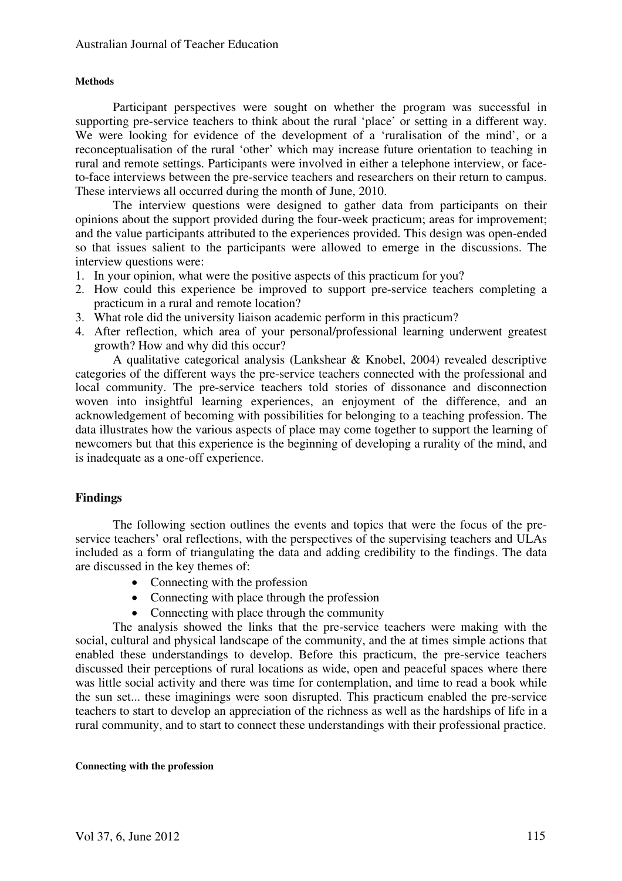#### Methods

Participant perspectives were sought on whether the program was successful in supporting pre-service teachers to think about the rural 'place' or setting in a different way. We were looking for evidence of the development of a 'ruralisation of the mind', or a reconceptualisation of the rural 'other' which may increase future orientation to teaching in rural and remote settings. Participants were involved in either a telephone interview, or face-to-face interviews between the pre-service teachers and researchers on their return to campus. These interviews all occurred during the month of June, 2010.

The interview questions were designed to gather data from participants on their opinions about the support provided during the four-week practicum; areas for improvement; and the value participants attributed to the experiences provided. This design was open-ended so that issues salient to the participants were allowed to emerge in the discussions. The interview questions were:

1. In your opinion, what were the positive aspects of this practicum for you?
2. How could this experience be improved to support pre-service teachers completing a practicum in a rural and remote location?
3. What role did the university liaison academic perform in this practicum?
4. After reflection, which area of your personal/professional learning underwent greatest growth? How and why did this occur?

A qualitative categorical analysis (Lankshear & Knobel, 2004) revealed descriptive categories of the different ways the pre-service teachers connected with the professional and local community. The pre-service teachers told stories of dissonance and disconnection woven into insightful learning experiences, an enjoyment of the difference, and an acknowledgement of becoming with possibilities for belonging to a teaching profession. The data illustrates how the various aspects of place may come together to support the learning of newcomers but that this experience is the beginning of developing a rurality of the mind, and is inadequate as a one-off experience.

## Findings

The following section outlines the events and topics that were the focus of the pre-service teachers' oral reflections, with the perspectives of the supervising teachers and ULAs included as a form of triangulating the data and adding credibility to the findings. The data are discussed in the key themes of:

- Connecting with the profession
- Connecting with place through the profession
- Connecting with place through the community

The analysis showed the links that the pre-service teachers were making with the social, cultural and physical landscape of the community, and the at times simple actions that enabled these understandings to develop. Before this practicum, the pre-service teachers discussed their perceptions of rural locations as wide, open and peaceful spaces where there was little social activity and there was time for contemplation, and time to read a book while the sun set... these imaginings were soon disrupted. This practicum enabled the pre-service teachers to start to develop an appreciation of the richness as well as the hardships of life in a rural community, and to start to connect these understandings with their professional practice.

#### Connecting with the profession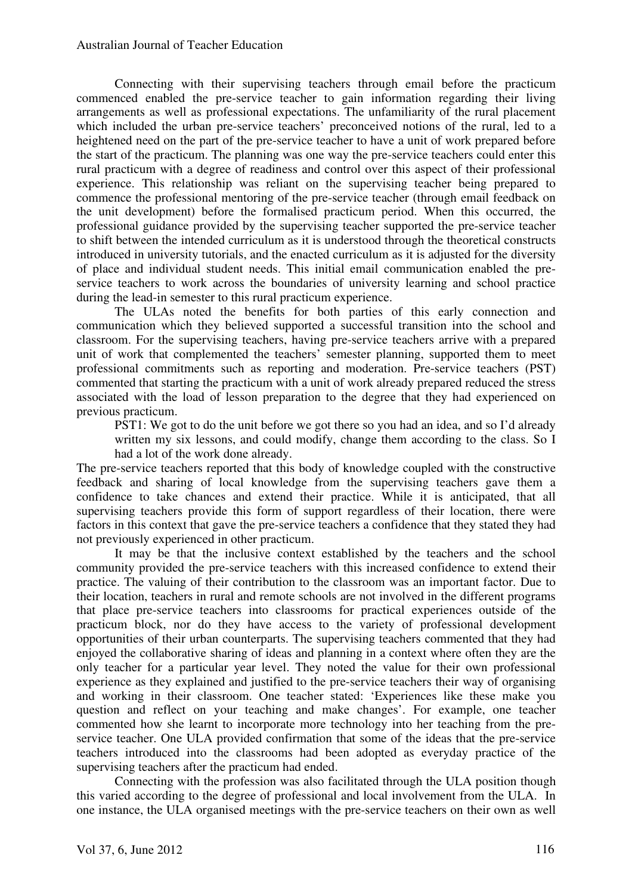Connecting with their supervising teachers through email before the practicum commenced enabled the pre-service teacher to gain information regarding their living arrangements as well as professional expectations. The unfamiliarity of the rural placement which included the urban pre-service teachers' preconceived notions of the rural, led to a heightened need on the part of the pre-service teacher to have a unit of work prepared before the start of the practicum. The planning was one way the pre-service teachers could enter this rural practicum with a degree of readiness and control over this aspect of their professional experience. This relationship was reliant on the supervising teacher being prepared to commence the professional mentoring of the pre-service teacher (through email feedback on the unit development) before the formalised practicum period. When this occurred, the professional guidance provided by the supervising teacher supported the pre-service teacher to shift between the intended curriculum as it is understood through the theoretical constructs introduced in university tutorials, and the enacted curriculum as it is adjusted for the diversity of place and individual student needs. This initial email communication enabled the pre-service teachers to work across the boundaries of university learning and school practice during the lead-in semester to this rural practicum experience.

The ULAs noted the benefits for both parties of this early connection and communication which they believed supported a successful transition into the school and classroom. For the supervising teachers, having pre-service teachers arrive with a prepared unit of work that complemented the teachers' semester planning, supported them to meet professional commitments such as reporting and moderation. Pre-service teachers (PST) commented that starting the practicum with a unit of work already prepared reduced the stress associated with the load of lesson preparation to the degree that they had experienced on previous practicum.

> PST1: We got to do the unit before we got there so you had an idea, and so I'd already written my six lessons, and could modify, change them according to the class. So I had a lot of the work done already.

The pre-service teachers reported that this body of knowledge coupled with the constructive feedback and sharing of local knowledge from the supervising teachers gave them a confidence to take chances and extend their practice. While it is anticipated, that all supervising teachers provide this form of support regardless of their location, there were factors in this context that gave the pre-service teachers a confidence that they stated they had not previously experienced in other practicum.

It may be that the inclusive context established by the teachers and the school community provided the pre-service teachers with this increased confidence to extend their practice. The valuing of their contribution to the classroom was an important factor. Due to their location, teachers in rural and remote schools are not involved in the different programs that place pre-service teachers into classrooms for practical experiences outside of the practicum block, nor do they have access to the variety of professional development opportunities of their urban counterparts. The supervising teachers commented that they had enjoyed the collaborative sharing of ideas and planning in a context where often they are the only teacher for a particular year level. They noted the value for their own professional experience as they explained and justified to the pre-service teachers their way of organising and working in their classroom. One teacher stated: 'Experiences like these make you question and reflect on your teaching and make changes'. For example, one teacher commented how she learnt to incorporate more technology into her teaching from the pre-service teacher. One ULA provided confirmation that some of the ideas that the pre-service teachers introduced into the classrooms had been adopted as everyday practice of the supervising teachers after the practicum had ended.

Connecting with the profession was also facilitated through the ULA position though this varied according to the degree of professional and local involvement from the ULA. In one instance, the ULA organised meetings with the pre-service teachers on their own as well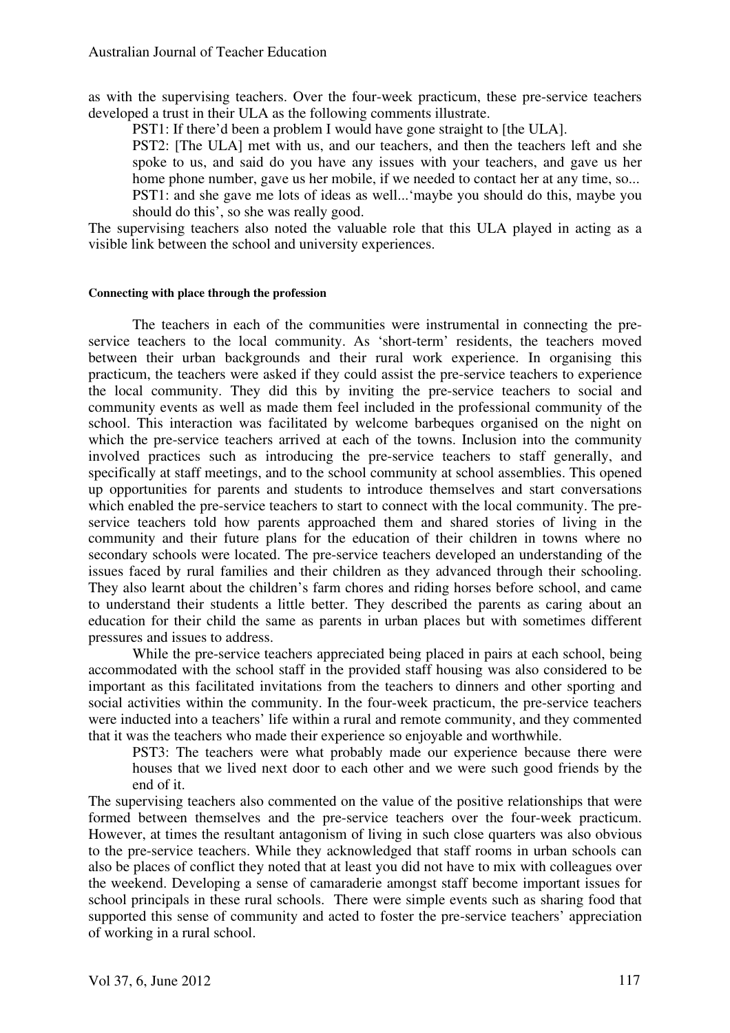as with the supervising teachers. Over the four-week practicum, these pre-service teachers developed a trust in their ULA as the following comments illustrate.

> PST1: If there'd been a problem I would have gone straight to [the ULA].
>
> PST2: [The ULA] met with us, and our teachers, and then the teachers left and she spoke to us, and said do you have any issues with your teachers, and gave us her home phone number, gave us her mobile, if we needed to contact her at any time, so...
>
> PST1: and she gave me lots of ideas as well...'maybe you should do this, maybe you should do this', so she was really good.

The supervising teachers also noted the valuable role that this ULA played in acting as a visible link between the school and university experiences.

#### Connecting with place through the profession

The teachers in each of the communities were instrumental in connecting the pre-service teachers to the local community. As 'short-term' residents, the teachers moved between their urban backgrounds and their rural work experience. In organising this practicum, the teachers were asked if they could assist the pre-service teachers to experience the local community. They did this by inviting the pre-service teachers to social and community events as well as made them feel included in the professional community of the school. This interaction was facilitated by welcome barbeques organised on the night on which the pre-service teachers arrived at each of the towns. Inclusion into the community involved practices such as introducing the pre-service teachers to staff generally, and specifically at staff meetings, and to the school community at school assemblies. This opened up opportunities for parents and students to introduce themselves and start conversations which enabled the pre-service teachers to start to connect with the local community. The pre-service teachers told how parents approached them and shared stories of living in the community and their future plans for the education of their children in towns where no secondary schools were located. The pre-service teachers developed an understanding of the issues faced by rural families and their children as they advanced through their schooling. They also learnt about the children's farm chores and riding horses before school, and came to understand their students a little better. They described the parents as caring about an education for their child the same as parents in urban places but with sometimes different pressures and issues to address.

While the pre-service teachers appreciated being placed in pairs at each school, being accommodated with the school staff in the provided staff housing was also considered to be important as this facilitated invitations from the teachers to dinners and other sporting and social activities within the community. In the four-week practicum, the pre-service teachers were inducted into a teachers' life within a rural and remote community, and they commented that it was the teachers who made their experience so enjoyable and worthwhile.

> PST3: The teachers were what probably made our experience because there were houses that we lived next door to each other and we were such good friends by the end of it.

The supervising teachers also commented on the value of the positive relationships that were formed between themselves and the pre-service teachers over the four-week practicum. However, at times the resultant antagonism of living in such close quarters was also obvious to the pre-service teachers. While they acknowledged that staff rooms in urban schools can also be places of conflict they noted that at least you did not have to mix with colleagues over the weekend. Developing a sense of camaraderie amongst staff become important issues for school principals in these rural schools. There were simple events such as sharing food that supported this sense of community and acted to foster the pre-service teachers' appreciation of working in a rural school.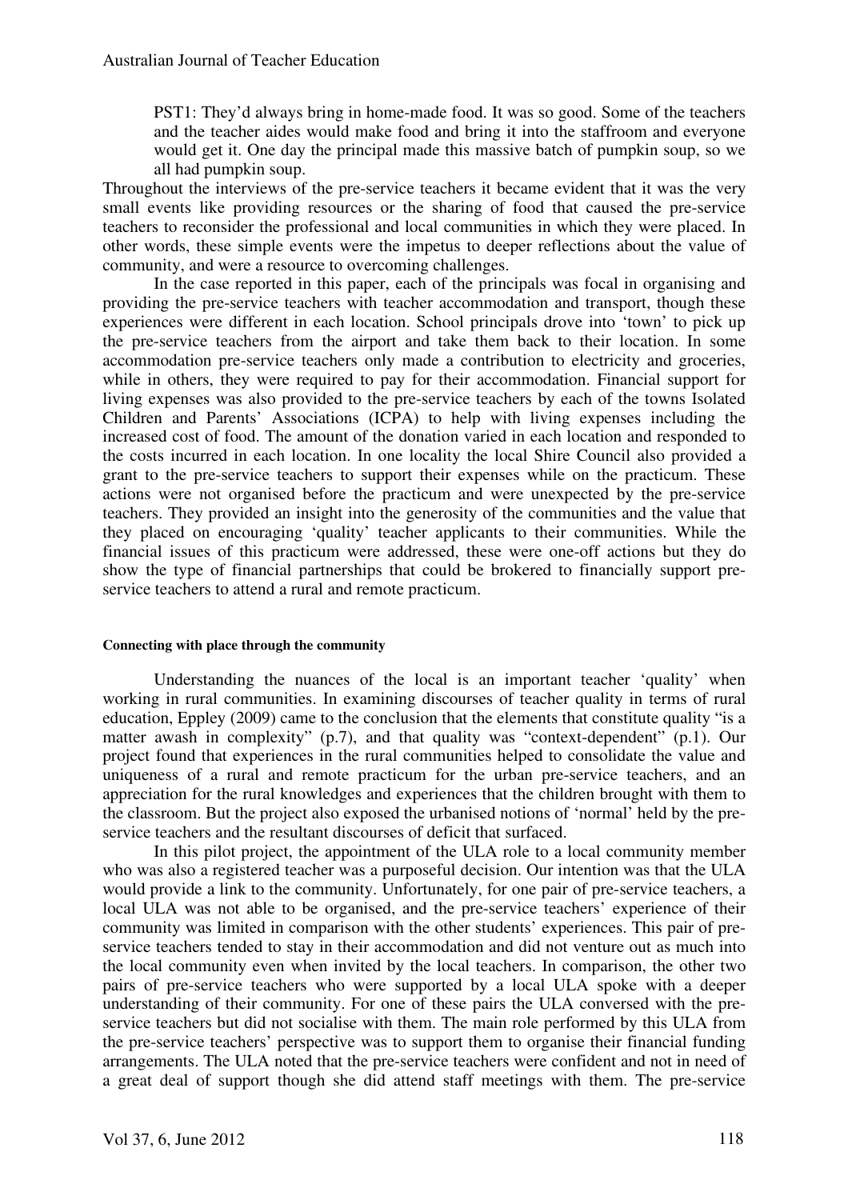> PST1: They'd always bring in home-made food. It was so good. Some of the teachers and the teacher aides would make food and bring it into the staffroom and everyone would get it. One day the principal made this massive batch of pumpkin soup, so we all had pumpkin soup.

Throughout the interviews of the pre-service teachers it became evident that it was the very small events like providing resources or the sharing of food that caused the pre-service teachers to reconsider the professional and local communities in which they were placed. In other words, these simple events were the impetus to deeper reflections about the value of community, and were a resource to overcoming challenges.

In the case reported in this paper, each of the principals was focal in organising and providing the pre-service teachers with teacher accommodation and transport, though these experiences were different in each location. School principals drove into 'town' to pick up the pre-service teachers from the airport and take them back to their location. In some accommodation pre-service teachers only made a contribution to electricity and groceries, while in others, they were required to pay for their accommodation. Financial support for living expenses was also provided to the pre-service teachers by each of the towns Isolated Children and Parents' Associations (ICPA) to help with living expenses including the increased cost of food. The amount of the donation varied in each location and responded to the costs incurred in each location. In one locality the local Shire Council also provided a grant to the pre-service teachers to support their expenses while on the practicum. These actions were not organised before the practicum and were unexpected by the pre-service teachers. They provided an insight into the generosity of the communities and the value that they placed on encouraging 'quality' teacher applicants to their communities. While the financial issues of this practicum were addressed, these were one-off actions but they do show the type of financial partnerships that could be brokered to financially support pre-service teachers to attend a rural and remote practicum.

#### Connecting with place through the community

Understanding the nuances of the local is an important teacher 'quality' when working in rural communities. In examining discourses of teacher quality in terms of rural education, Eppley (2009) came to the conclusion that the elements that constitute quality "is a matter awash in complexity" (p.7), and that quality was "context-dependent" (p.1). Our project found that experiences in the rural communities helped to consolidate the value and uniqueness of a rural and remote practicum for the urban pre-service teachers, and an appreciation for the rural knowledges and experiences that the children brought with them to the classroom. But the project also exposed the urbanised notions of 'normal' held by the pre-service teachers and the resultant discourses of deficit that surfaced.

In this pilot project, the appointment of the ULA role to a local community member who was also a registered teacher was a purposeful decision. Our intention was that the ULA would provide a link to the community. Unfortunately, for one pair of pre-service teachers, a local ULA was not able to be organised, and the pre-service teachers' experience of their community was limited in comparison with the other students' experiences. This pair of pre-service teachers tended to stay in their accommodation and did not venture out as much into the local community even when invited by the local teachers. In comparison, the other two pairs of pre-service teachers who were supported by a local ULA spoke with a deeper understanding of their community. For one of these pairs the ULA conversed with the pre-service teachers but did not socialise with them. The main role performed by this ULA from the pre-service teachers' perspective was to support them to organise their financial funding arrangements. The ULA noted that the pre-service teachers were confident and not in need of a great deal of support though she did attend staff meetings with them. The pre-service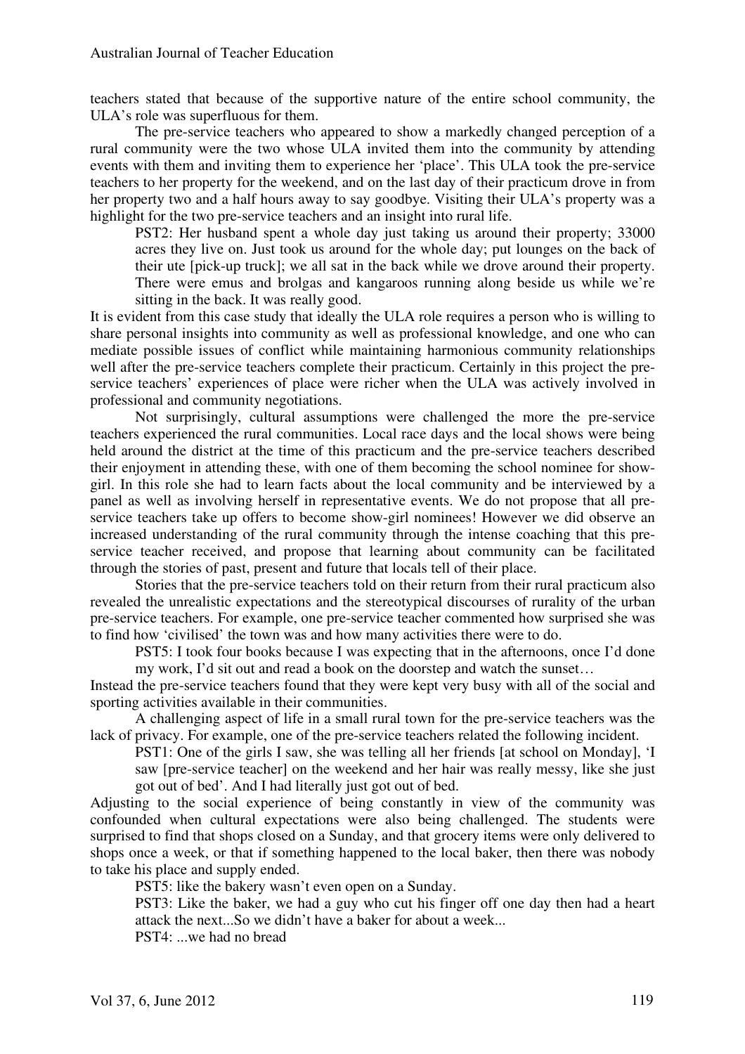teachers stated that because of the supportive nature of the entire school community, the ULA's role was superfluous for them.

The pre-service teachers who appeared to show a markedly changed perception of a rural community were the two whose ULA invited them into the community by attending events with them and inviting them to experience her 'place'. This ULA took the pre-service teachers to her property for the weekend, and on the last day of their practicum drove in from her property two and a half hours away to say goodbye. Visiting their ULA's property was a highlight for the two pre-service teachers and an insight into rural life.

> PST2: Her husband spent a whole day just taking us around their property; 33000 acres they live on. Just took us around for the whole day; put lounges on the back of their ute [pick-up truck]; we all sat in the back while we drove around their property. There were emus and brolgas and kangaroos running along beside us while we're sitting in the back. It was really good.

It is evident from this case study that ideally the ULA role requires a person who is willing to share personal insights into community as well as professional knowledge, and one who can mediate possible issues of conflict while maintaining harmonious community relationships well after the pre-service teachers complete their practicum. Certainly in this project the pre-service teachers' experiences of place were richer when the ULA was actively involved in professional and community negotiations.

Not surprisingly, cultural assumptions were challenged the more the pre-service teachers experienced the rural communities. Local race days and the local shows were being held around the district at the time of this practicum and the pre-service teachers described their enjoyment in attending these, with one of them becoming the school nominee for show-girl. In this role she had to learn facts about the local community and be interviewed by a panel as well as involving herself in representative events. We do not propose that all pre-service teachers take up offers to become show-girl nominees! However we did observe an increased understanding of the rural community through the intense coaching that this pre-service teacher received, and propose that learning about community can be facilitated through the stories of past, present and future that locals tell of their place.

Stories that the pre-service teachers told on their return from their rural practicum also revealed the unrealistic expectations and the stereotypical discourses of rurality of the urban pre-service teachers. For example, one pre-service teacher commented how surprised she was to find how 'civilised' the town was and how many activities there were to do.

> PST5: I took four books because I was expecting that in the afternoons, once I'd done my work, I'd sit out and read a book on the doorstep and watch the sunset…

Instead the pre-service teachers found that they were kept very busy with all of the social and sporting activities available in their communities.

A challenging aspect of life in a small rural town for the pre-service teachers was the lack of privacy. For example, one of the pre-service teachers related the following incident.

> PST1: One of the girls I saw, she was telling all her friends [at school on Monday], 'I saw [pre-service teacher] on the weekend and her hair was really messy, like she just got out of bed'. And I had literally just got out of bed.

Adjusting to the social experience of being constantly in view of the community was confounded when cultural expectations were also being challenged. The students were surprised to find that shops closed on a Sunday, and that grocery items were only delivered to shops once a week, or that if something happened to the local baker, then there was nobody to take his place and supply ended.

> PST5: like the bakery wasn't even open on a Sunday.
>
> PST3: Like the baker, we had a guy who cut his finger off one day then had a heart attack the next...So we didn't have a baker for about a week...
>
> PST4: ...we had no bread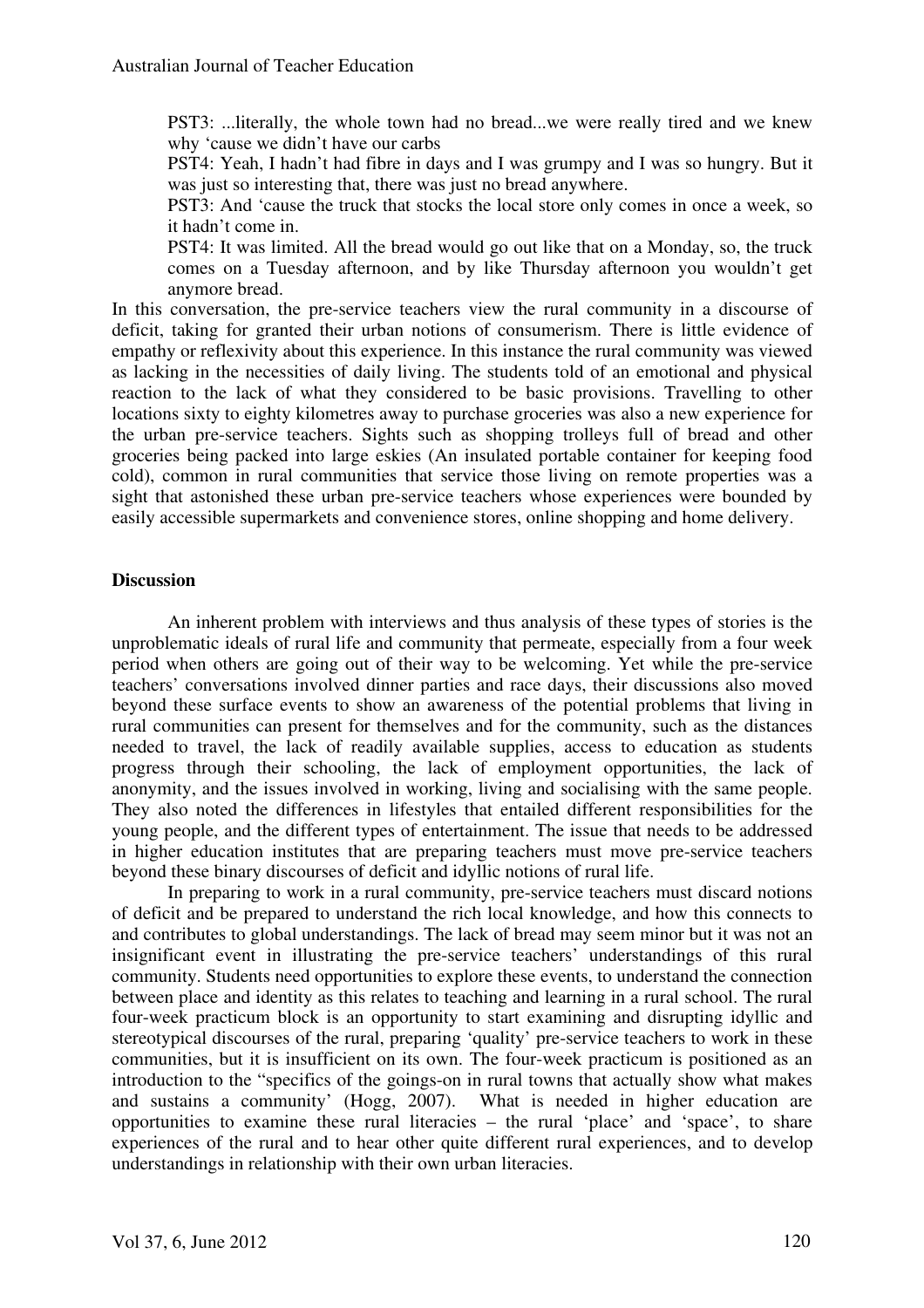PST3: ...literally, the whole town had no bread...we were really tired and we knew why 'cause we didn't have our carbs

PST4: Yeah, I hadn't had fibre in days and I was grumpy and I was so hungry. But it was just so interesting that, there was just no bread anywhere.

PST3: And 'cause the truck that stocks the local store only comes in once a week, so it hadn't come in.

PST4: It was limited. All the bread would go out like that on a Monday, so, the truck comes on a Tuesday afternoon, and by like Thursday afternoon you wouldn't get anymore bread.

In this conversation, the pre-service teachers view the rural community in a discourse of deficit, taking for granted their urban notions of consumerism. There is little evidence of empathy or reflexivity about this experience. In this instance the rural community was viewed as lacking in the necessities of daily living. The students told of an emotional and physical reaction to the lack of what they considered to be basic provisions. Travelling to other locations sixty to eighty kilometres away to purchase groceries was also a new experience for the urban pre-service teachers. Sights such as shopping trolleys full of bread and other groceries being packed into large eskies (An insulated portable container for keeping food cold), common in rural communities that service those living on remote properties was a sight that astonished these urban pre-service teachers whose experiences were bounded by easily accessible supermarkets and convenience stores, online shopping and home delivery.

## Discussion

An inherent problem with interviews and thus analysis of these types of stories is the unproblematic ideals of rural life and community that permeate, especially from a four week period when others are going out of their way to be welcoming. Yet while the pre-service teachers' conversations involved dinner parties and race days, their discussions also moved beyond these surface events to show an awareness of the potential problems that living in rural communities can present for themselves and for the community, such as the distances needed to travel, the lack of readily available supplies, access to education as students progress through their schooling, the lack of employment opportunities, the lack of anonymity, and the issues involved in working, living and socialising with the same people. They also noted the differences in lifestyles that entailed different responsibilities for the young people, and the different types of entertainment. The issue that needs to be addressed in higher education institutes that are preparing teachers must move pre-service teachers beyond these binary discourses of deficit and idyllic notions of rural life.

In preparing to work in a rural community, pre-service teachers must discard notions of deficit and be prepared to understand the rich local knowledge, and how this connects to and contributes to global understandings. The lack of bread may seem minor but it was not an insignificant event in illustrating the pre-service teachers' understandings of this rural community. Students need opportunities to explore these events, to understand the connection between place and identity as this relates to teaching and learning in a rural school. The rural four-week practicum block is an opportunity to start examining and disrupting idyllic and stereotypical discourses of the rural, preparing 'quality' pre-service teachers to work in these communities, but it is insufficient on its own. The four-week practicum is positioned as an introduction to the "specifics of the goings-on in rural towns that actually show what makes and sustains a community' (Hogg, 2007). What is needed in higher education are opportunities to examine these rural literacies – the rural 'place' and 'space', to share experiences of the rural and to hear other quite different rural experiences, and to develop understandings in relationship with their own urban literacies.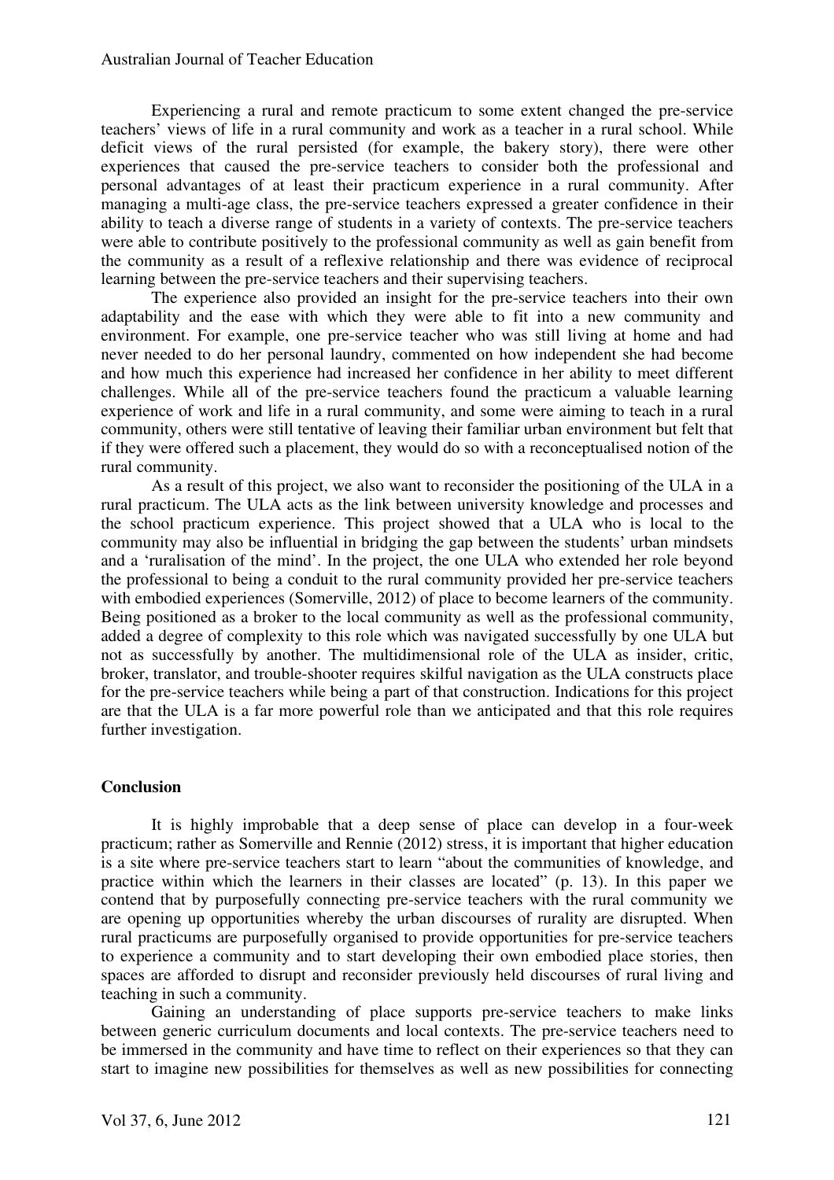Experiencing a rural and remote practicum to some extent changed the pre-service teachers' views of life in a rural community and work as a teacher in a rural school. While deficit views of the rural persisted (for example, the bakery story), there were other experiences that caused the pre-service teachers to consider both the professional and personal advantages of at least their practicum experience in a rural community. After managing a multi-age class, the pre-service teachers expressed a greater confidence in their ability to teach a diverse range of students in a variety of contexts. The pre-service teachers were able to contribute positively to the professional community as well as gain benefit from the community as a result of a reflexive relationship and there was evidence of reciprocal learning between the pre-service teachers and their supervising teachers.

The experience also provided an insight for the pre-service teachers into their own adaptability and the ease with which they were able to fit into a new community and environment. For example, one pre-service teacher who was still living at home and had never needed to do her personal laundry, commented on how independent she had become and how much this experience had increased her confidence in her ability to meet different challenges. While all of the pre-service teachers found the practicum a valuable learning experience of work and life in a rural community, and some were aiming to teach in a rural community, others were still tentative of leaving their familiar urban environment but felt that if they were offered such a placement, they would do so with a reconceptualised notion of the rural community.

As a result of this project, we also want to reconsider the positioning of the ULA in a rural practicum. The ULA acts as the link between university knowledge and processes and the school practicum experience. This project showed that a ULA who is local to the community may also be influential in bridging the gap between the students' urban mindsets and a 'ruralisation of the mind'. In the project, the one ULA who extended her role beyond the professional to being a conduit to the rural community provided her pre-service teachers with embodied experiences (Somerville, 2012) of place to become learners of the community. Being positioned as a broker to the local community as well as the professional community, added a degree of complexity to this role which was navigated successfully by one ULA but not as successfully by another. The multidimensional role of the ULA as insider, critic, broker, translator, and trouble-shooter requires skilful navigation as the ULA constructs place for the pre-service teachers while being a part of that construction. Indications for this project are that the ULA is a far more powerful role than we anticipated and that this role requires further investigation.

## Conclusion

It is highly improbable that a deep sense of place can develop in a four-week practicum; rather as Somerville and Rennie (2012) stress, it is important that higher education is a site where pre-service teachers start to learn "about the communities of knowledge, and practice within which the learners in their classes are located" (p. 13). In this paper we contend that by purposefully connecting pre-service teachers with the rural community we are opening up opportunities whereby the urban discourses of rurality are disrupted. When rural practicums are purposefully organised to provide opportunities for pre-service teachers to experience a community and to start developing their own embodied place stories, then spaces are afforded to disrupt and reconsider previously held discourses of rural living and teaching in such a community.

Gaining an understanding of place supports pre-service teachers to make links between generic curriculum documents and local contexts. The pre-service teachers need to be immersed in the community and have time to reflect on their experiences so that they can start to imagine new possibilities for themselves as well as new possibilities for connecting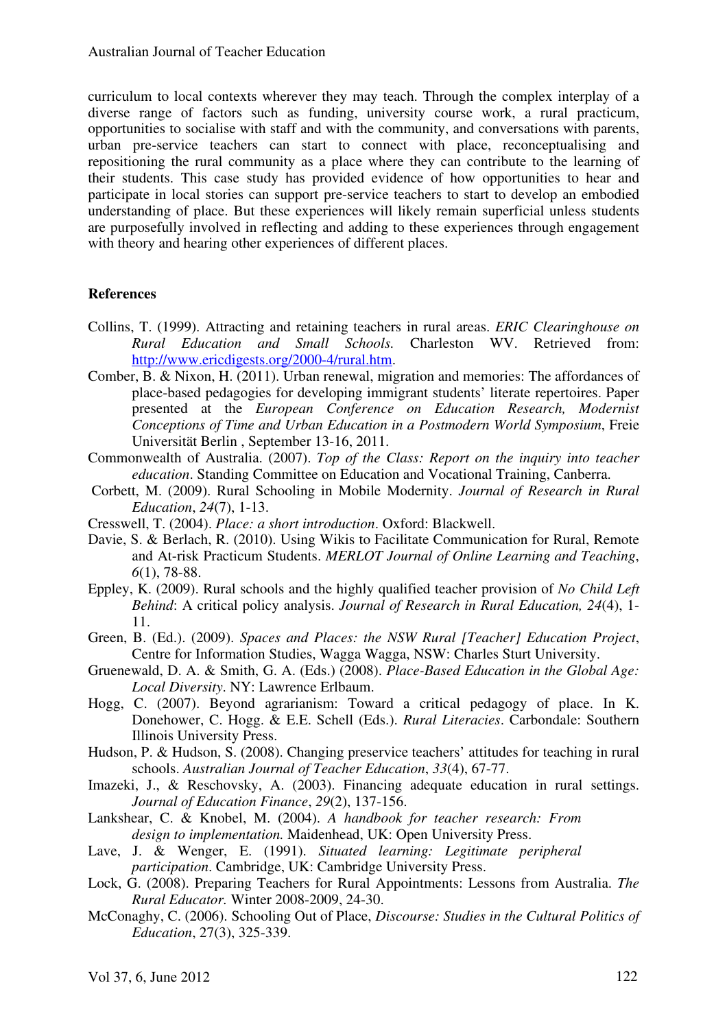curriculum to local contexts wherever they may teach. Through the complex interplay of a diverse range of factors such as funding, university course work, a rural practicum, opportunities to socialise with staff and with the community, and conversations with parents, urban pre-service teachers can start to connect with place, reconceptualising and repositioning the rural community as a place where they can contribute to the learning of their students. This case study has provided evidence of how opportunities to hear and participate in local stories can support pre-service teachers to start to develop an embodied understanding of place. But these experiences will likely remain superficial unless students are purposefully involved in reflecting and adding to these experiences through engagement with theory and hearing other experiences of different places.

**References**

Collins, T. (1999). Attracting and retaining teachers in rural areas. *ERIC Clearinghouse on Rural Education and Small Schools.* Charleston WV. Retrieved from: http://www.ericdigests.org/2000-4/rural.htm.

Comber, B. & Nixon, H. (2011). Urban renewal, migration and memories: The affordances of place-based pedagogies for developing immigrant students' literate repertoires. Paper presented at the *European Conference on Education Research, Modernist Conceptions of Time and Urban Education in a Postmodern World Symposium*, Freie Universität Berlin , September 13-16, 2011.

Commonwealth of Australia. (2007). *Top of the Class: Report on the inquiry into teacher education*. Standing Committee on Education and Vocational Training, Canberra.

Corbett, M. (2009). Rural Schooling in Mobile Modernity. *Journal of Research in Rural Education*, *24*(7), 1-13.

Cresswell, T. (2004). *Place: a short introduction*. Oxford: Blackwell.

Davie, S. & Berlach, R. (2010). Using Wikis to Facilitate Communication for Rural, Remote and At-risk Practicum Students. *MERLOT Journal of Online Learning and Teaching*, *6*(1), 78-88.

Eppley, K. (2009). Rural schools and the highly qualified teacher provision of *No Child Left Behind*: A critical policy analysis. *Journal of Research in Rural Education, 24*(4), 1-11.

Green, B. (Ed.). (2009). *Spaces and Places: the NSW Rural [Teacher] Education Project*, Centre for Information Studies, Wagga Wagga, NSW: Charles Sturt University.

Gruenewald, D. A. & Smith, G. A. (Eds.) (2008). *Place-Based Education in the Global Age: Local Diversity.* NY: Lawrence Erlbaum.

Hogg, C. (2007). Beyond agrarianism: Toward a critical pedagogy of place. In K. Donehower, C. Hogg. & E.E. Schell (Eds.). *Rural Literacies*. Carbondale: Southern Illinois University Press.

Hudson, P. & Hudson, S. (2008). Changing preservice teachers' attitudes for teaching in rural schools. *Australian Journal of Teacher Education*, *33*(4), 67-77.

Imazeki, J., & Reschovsky, A. (2003). Financing adequate education in rural settings. *Journal of Education Finance*, *29*(2), 137-156.

Lankshear, C. & Knobel, M. (2004). *A handbook for teacher research: From design to implementation.* Maidenhead, UK: Open University Press.

Lave, J. & Wenger, E. (1991). *Situated learning: Legitimate peripheral participation*. Cambridge, UK: Cambridge University Press.

Lock, G. (2008). Preparing Teachers for Rural Appointments: Lessons from Australia. *The Rural Educator.* Winter 2008-2009, 24-30.

McConaghy, C. (2006). Schooling Out of Place, *Discourse: Studies in the Cultural Politics of Education*, 27(3), 325-339.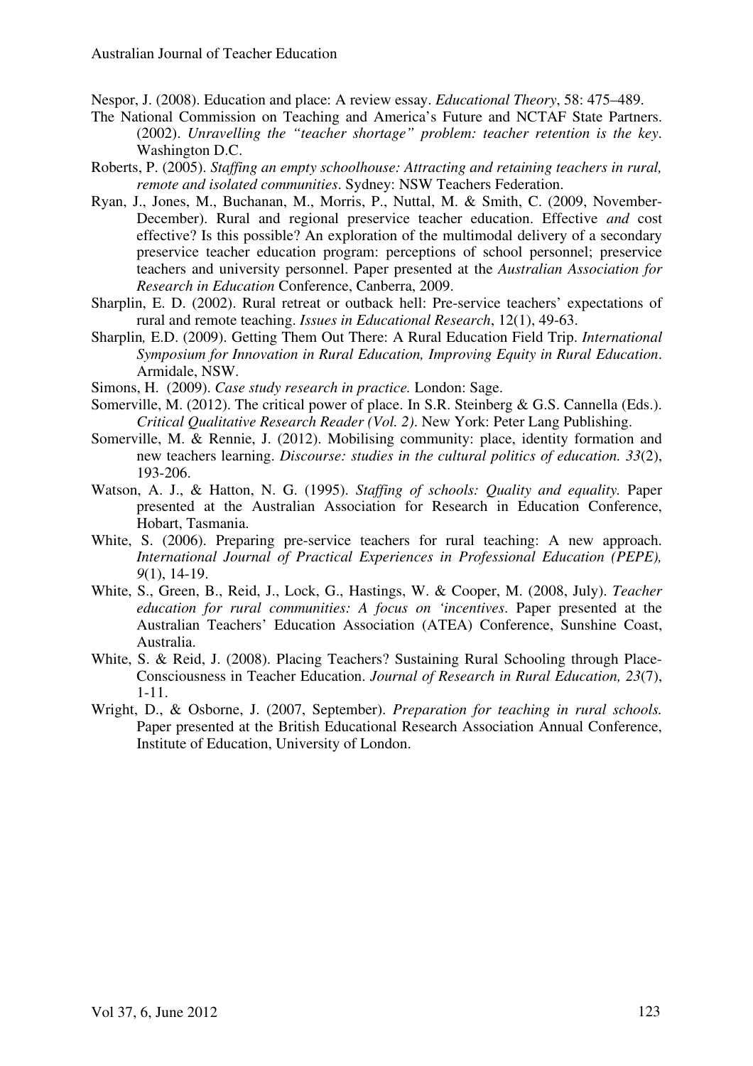Nespor, J. (2008). Education and place: A review essay. *Educational Theory*, 58: 475–489.

The National Commission on Teaching and America's Future and NCTAF State Partners. (2002). *Unravelling the "teacher shortage" problem: teacher retention is the key*. Washington D.C.

Roberts, P. (2005). *Staffing an empty schoolhouse: Attracting and retaining teachers in rural, remote and isolated communities*. Sydney: NSW Teachers Federation.

Ryan, J., Jones, M., Buchanan, M., Morris, P., Nuttal, M. & Smith, C. (2009, November-December). Rural and regional preservice teacher education. Effective *and* cost effective? Is this possible? An exploration of the multimodal delivery of a secondary preservice teacher education program: perceptions of school personnel; preservice teachers and university personnel. Paper presented at the *Australian Association for Research in Education* Conference, Canberra, 2009.

Sharplin, E. D. (2002). Rural retreat or outback hell: Pre-service teachers' expectations of rural and remote teaching. *Issues in Educational Research*, 12(1), 49-63.

Sharplin*,* E.D. (2009). Getting Them Out There: A Rural Education Field Trip. *International Symposium for Innovation in Rural Education, Improving Equity in Rural Education*. Armidale, NSW.

Simons, H. (2009). *Case study research in practice.* London: Sage.

Somerville, M. (2012). The critical power of place. In S.R. Steinberg & G.S. Cannella (Eds.). *Critical Qualitative Research Reader (Vol. 2)*. New York: Peter Lang Publishing.

Somerville, M. & Rennie, J. (2012). Mobilising community: place, identity formation and new teachers learning. *Discourse: studies in the cultural politics of education. 33*(2), 193-206.

Watson, A. J., & Hatton, N. G. (1995). *Staffing of schools: Quality and equality.* Paper presented at the Australian Association for Research in Education Conference, Hobart, Tasmania.

White, S. (2006). Preparing pre-service teachers for rural teaching: A new approach. *International Journal of Practical Experiences in Professional Education (PEPE), 9*(1), 14-19.

White, S., Green, B., Reid, J., Lock, G., Hastings, W. & Cooper, M. (2008, July). *Teacher education for rural communities: A focus on 'incentives*. Paper presented at the Australian Teachers' Education Association (ATEA) Conference, Sunshine Coast, Australia.

White, S. & Reid, J. (2008). Placing Teachers? Sustaining Rural Schooling through Place-Consciousness in Teacher Education. *Journal of Research in Rural Education, 23*(7), 1-11.

Wright, D., & Osborne, J. (2007, September). *Preparation for teaching in rural schools.* Paper presented at the British Educational Research Association Annual Conference, Institute of Education, University of London.